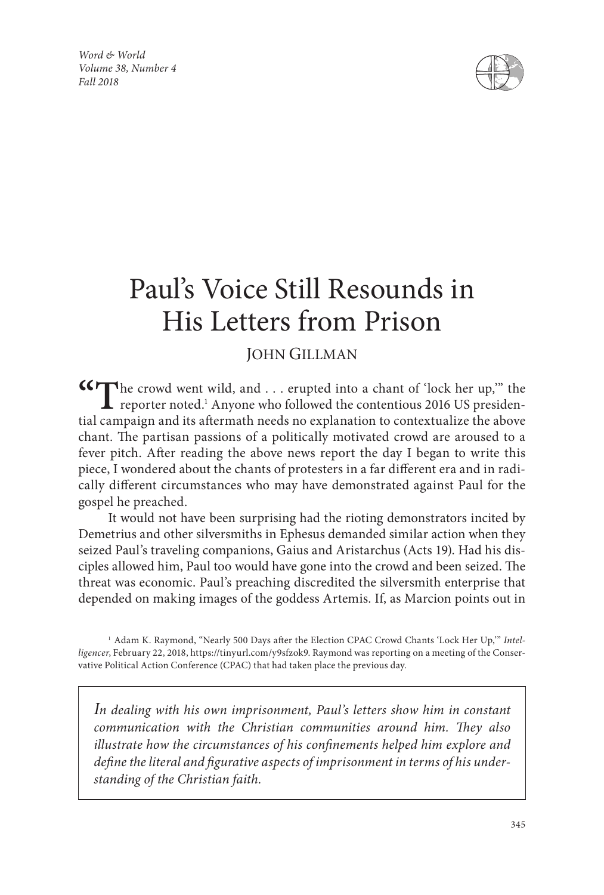# Paul's Voice Still Resounds in His Letters from Prison

JOHN GILLMAN

"The crowd went wild, and . . . erupted into a chant of 'lock her up,'" the reporter noted.[1] Anyone who followed the contentious 2016 US presidential campaign and its aftermath needs no explanation to contextualize the above chant. The partisan passions of a politically motivated crowd are aroused to a fever pitch. After reading the above news report the day I began to write this piece, I wondered about the chants of protesters in a far different era and in radically different circumstances who may have demonstrated against Paul for the gospel he preached.

It would not have been surprising had the rioting demonstrators incited by Demetrius and other silversmiths in Ephesus demanded similar action when they seized Paul's traveling companions, Gaius and Aristarchus (Acts 19). Had his disciples allowed him, Paul too would have gone into the crowd and been seized. The threat was economic. Paul's preaching discredited the silversmith enterprise that depended on making images of the goddess Artemis. If, as Marcion points out in

[1] Adam K. Raymond, "Nearly 500 Days after the Election CPAC Crowd Chants 'Lock Her Up,'" *Intelligencer*, February 22, 2018, https://tinyurl.com/y9sfzok9. Raymond was reporting on a meeting of the Conservative Political Action Conference (CPAC) that had taken place the previous day.

*In dealing with his own imprisonment, Paul's letters show him in constant communication with the Christian communities around him. They also illustrate how the circumstances of his confinements helped him explore and define the literal and figurative aspects of imprisonment in terms of his understanding of the Christian faith.*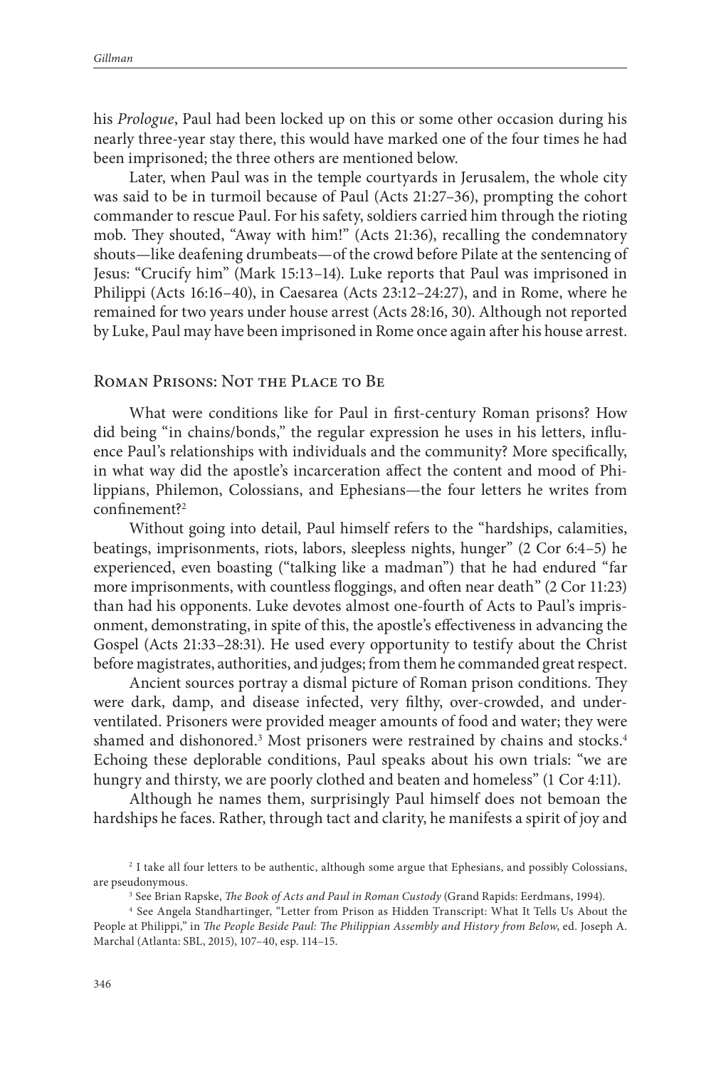his *Prologue*, Paul had been locked up on this or some other occasion during his nearly three-year stay there, this would have marked one of the four times he had been imprisoned; the three others are mentioned below.

Later, when Paul was in the temple courtyards in Jerusalem, the whole city was said to be in turmoil because of Paul (Acts 21:27–36), prompting the cohort commander to rescue Paul. For his safety, soldiers carried him through the rioting mob. They shouted, "Away with him!" (Acts 21:36), recalling the condemnatory shouts—like deafening drumbeats—of the crowd before Pilate at the sentencing of Jesus: "Crucify him" (Mark 15:13–14). Luke reports that Paul was imprisoned in Philippi (Acts 16:16–40), in Caesarea (Acts 23:12–24:27), and in Rome, where he remained for two years under house arrest (Acts 28:16, 30). Although not reported by Luke, Paul may have been imprisoned in Rome once again after his house arrest.

## Roman Prisons: Not the Place to Be

What were conditions like for Paul in first-century Roman prisons? How did being "in chains/bonds," the regular expression he uses in his letters, influence Paul's relationships with individuals and the community? More specifically, in what way did the apostle's incarceration affect the content and mood of Philippians, Philemon, Colossians, and Ephesians—the four letters he writes from confinement?[2]

Without going into detail, Paul himself refers to the "hardships, calamities, beatings, imprisonments, riots, labors, sleepless nights, hunger" (2 Cor 6:4–5) he experienced, even boasting ("talking like a madman") that he had endured "far more imprisonments, with countless floggings, and often near death" (2 Cor 11:23) than had his opponents. Luke devotes almost one-fourth of Acts to Paul's imprisonment, demonstrating, in spite of this, the apostle's effectiveness in advancing the Gospel (Acts 21:33–28:31). He used every opportunity to testify about the Christ before magistrates, authorities, and judges; from them he commanded great respect.

Ancient sources portray a dismal picture of Roman prison conditions. They were dark, damp, and disease infected, very filthy, over-crowded, and under-ventilated. Prisoners were provided meager amounts of food and water; they were shamed and dishonored.[3] Most prisoners were restrained by chains and stocks.[4] Echoing these deplorable conditions, Paul speaks about his own trials: "we are hungry and thirsty, we are poorly clothed and beaten and homeless" (1 Cor 4:11).

Although he names them, surprisingly Paul himself does not bemoan the hardships he faces. Rather, through tact and clarity, he manifests a spirit of joy and

[2] I take all four letters to be authentic, although some argue that Ephesians, and possibly Colossians, are pseudonymous.

[3] See Brian Rapske, *The Book of Acts and Paul in Roman Custody* (Grand Rapids: Eerdmans, 1994).

[4] See Angela Standhartinger, "Letter from Prison as Hidden Transcript: What It Tells Us About the People at Philippi," in *The People Beside Paul: The Philippian Assembly and History from Below*, ed. Joseph A. Marchal (Atlanta: SBL, 2015), 107–40, esp. 114–15.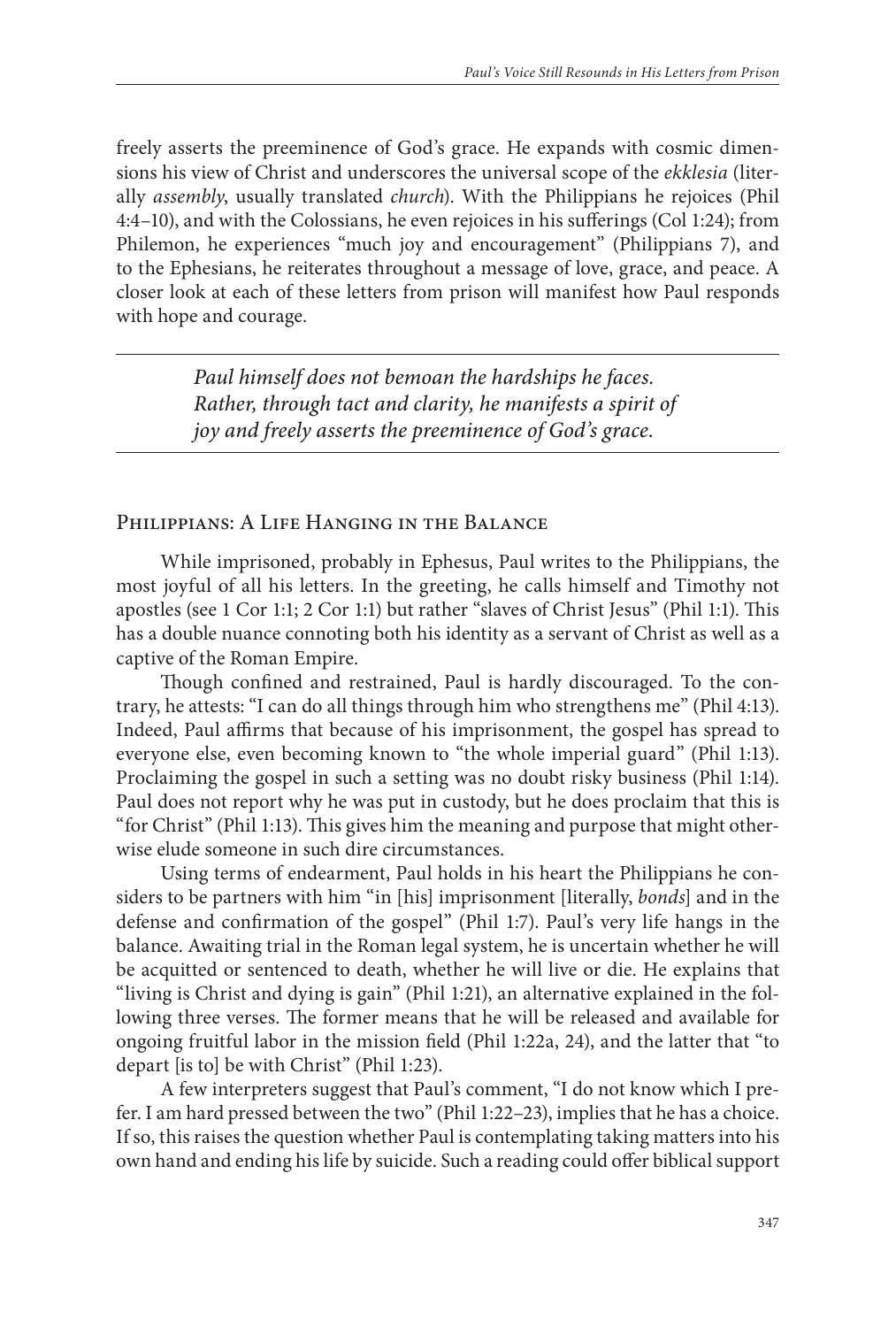freely asserts the preeminence of God's grace. He expands with cosmic dimensions his view of Christ and underscores the universal scope of the *ekklesia* (literally *assembly*, usually translated *church*). With the Philippians he rejoices (Phil 4:4–10), and with the Colossians, he even rejoices in his sufferings (Col 1:24); from Philemon, he experiences "much joy and encouragement" (Philippians 7), and to the Ephesians, he reiterates throughout a message of love, grace, and peace. A closer look at each of these letters from prison will manifest how Paul responds with hope and courage.

> *Paul himself does not bemoan the hardships he faces. Rather, through tact and clarity, he manifests a spirit of joy and freely asserts the preeminence of God's grace.*

## Philippians: A Life Hanging in the Balance

While imprisoned, probably in Ephesus, Paul writes to the Philippians, the most joyful of all his letters. In the greeting, he calls himself and Timothy not apostles (see 1 Cor 1:1; 2 Cor 1:1) but rather "slaves of Christ Jesus" (Phil 1:1). This has a double nuance connoting both his identity as a servant of Christ as well as a captive of the Roman Empire.

Though confined and restrained, Paul is hardly discouraged. To the contrary, he attests: "I can do all things through him who strengthens me" (Phil 4:13). Indeed, Paul affirms that because of his imprisonment, the gospel has spread to everyone else, even becoming known to "the whole imperial guard" (Phil 1:13). Proclaiming the gospel in such a setting was no doubt risky business (Phil 1:14). Paul does not report why he was put in custody, but he does proclaim that this is "for Christ" (Phil 1:13). This gives him the meaning and purpose that might otherwise elude someone in such dire circumstances.

Using terms of endearment, Paul holds in his heart the Philippians he considers to be partners with him "in [his] imprisonment [literally, *bonds*] and in the defense and confirmation of the gospel" (Phil 1:7). Paul's very life hangs in the balance. Awaiting trial in the Roman legal system, he is uncertain whether he will be acquitted or sentenced to death, whether he will live or die. He explains that "living is Christ and dying is gain" (Phil 1:21), an alternative explained in the following three verses. The former means that he will be released and available for ongoing fruitful labor in the mission field (Phil 1:22a, 24), and the latter that "to depart [is to] be with Christ" (Phil 1:23).

A few interpreters suggest that Paul's comment, "I do not know which I prefer. I am hard pressed between the two" (Phil 1:22–23), implies that he has a choice. If so, this raises the question whether Paul is contemplating taking matters into his own hand and ending his life by suicide. Such a reading could offer biblical support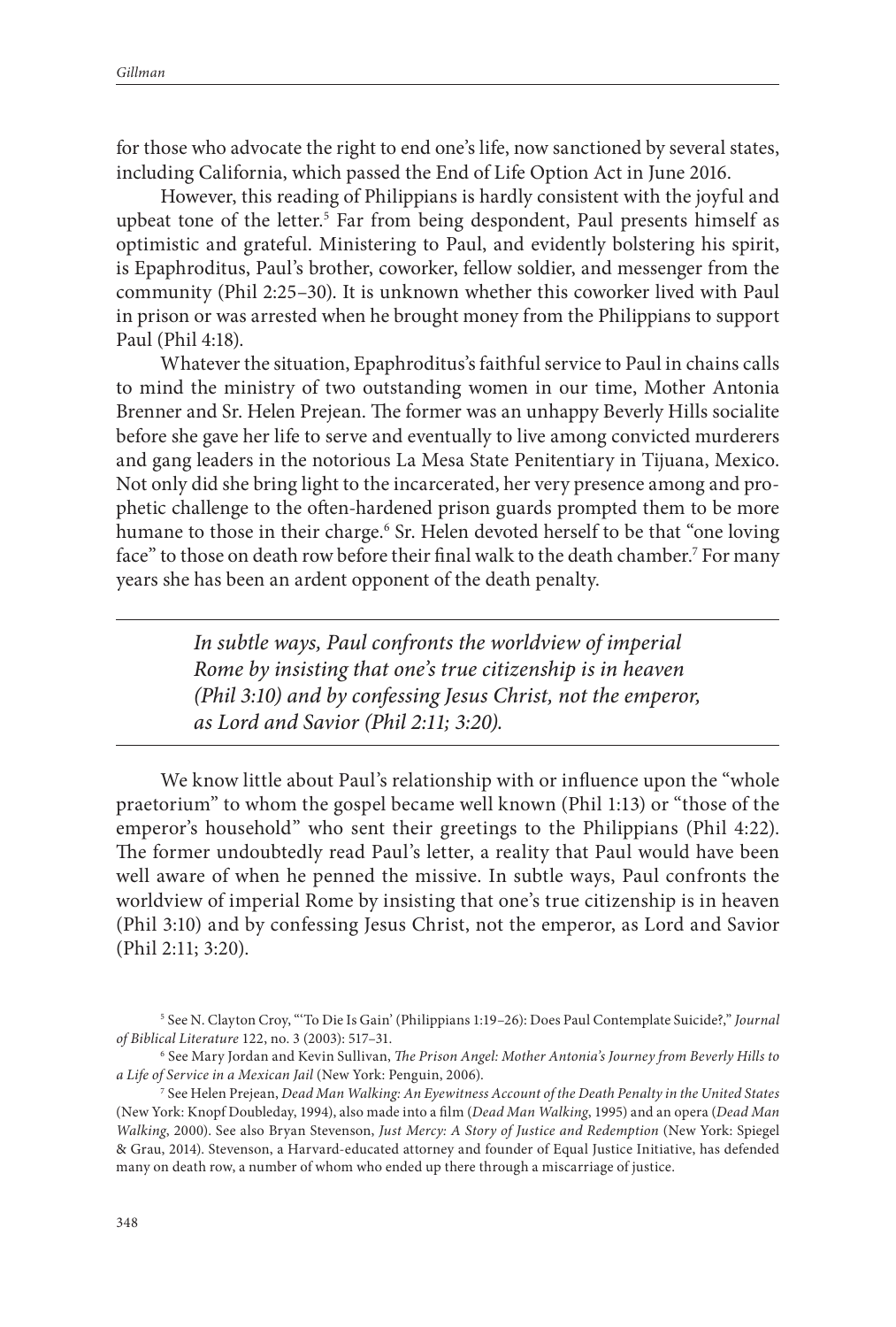for those who advocate the right to end one's life, now sanctioned by several states, including California, which passed the End of Life Option Act in June 2016.

However, this reading of Philippians is hardly consistent with the joyful and upbeat tone of the letter.[5] Far from being despondent, Paul presents himself as optimistic and grateful. Ministering to Paul, and evidently bolstering his spirit, is Epaphroditus, Paul's brother, coworker, fellow soldier, and messenger from the community (Phil 2:25–30). It is unknown whether this coworker lived with Paul in prison or was arrested when he brought money from the Philippians to support Paul (Phil 4:18).

Whatever the situation, Epaphroditus's faithful service to Paul in chains calls to mind the ministry of two outstanding women in our time, Mother Antonia Brenner and Sr. Helen Prejean. The former was an unhappy Beverly Hills socialite before she gave her life to serve and eventually to live among convicted murderers and gang leaders in the notorious La Mesa State Penitentiary in Tijuana, Mexico. Not only did she bring light to the incarcerated, her very presence among and prophetic challenge to the often-hardened prison guards prompted them to be more humane to those in their charge.[6] Sr. Helen devoted herself to be that "one loving face" to those on death row before their final walk to the death chamber.[7] For many years she has been an ardent opponent of the death penalty.

---

*In subtle ways, Paul confronts the worldview of imperial Rome by insisting that one's true citizenship is in heaven (Phil 3:10) and by confessing Jesus Christ, not the emperor, as Lord and Savior (Phil 2:11; 3:20).*

---

We know little about Paul's relationship with or influence upon the "whole praetorium" to whom the gospel became well known (Phil 1:13) or "those of the emperor's household" who sent their greetings to the Philippians (Phil 4:22). The former undoubtedly read Paul's letter, a reality that Paul would have been well aware of when he penned the missive. In subtle ways, Paul confronts the worldview of imperial Rome by insisting that one's true citizenship is in heaven (Phil 3:10) and by confessing Jesus Christ, not the emperor, as Lord and Savior (Phil 2:11; 3:20).

[5] See N. Clayton Croy, "'To Die Is Gain' (Philippians 1:19–26): Does Paul Contemplate Suicide?," *Journal of Biblical Literature* 122, no. 3 (2003): 517–31.

[6] See Mary Jordan and Kevin Sullivan, *The Prison Angel: Mother Antonia's Journey from Beverly Hills to a Life of Service in a Mexican Jail* (New York: Penguin, 2006).

[7] See Helen Prejean, *Dead Man Walking: An Eyewitness Account of the Death Penalty in the United States* (New York: Knopf Doubleday, 1994), also made into a film (*Dead Man Walking*, 1995) and an opera (*Dead Man Walking*, 2000). See also Bryan Stevenson, *Just Mercy: A Story of Justice and Redemption* (New York: Spiegel & Grau, 2014). Stevenson, a Harvard-educated attorney and founder of Equal Justice Initiative, has defended many on death row, a number of whom who ended up there through a miscarriage of justice.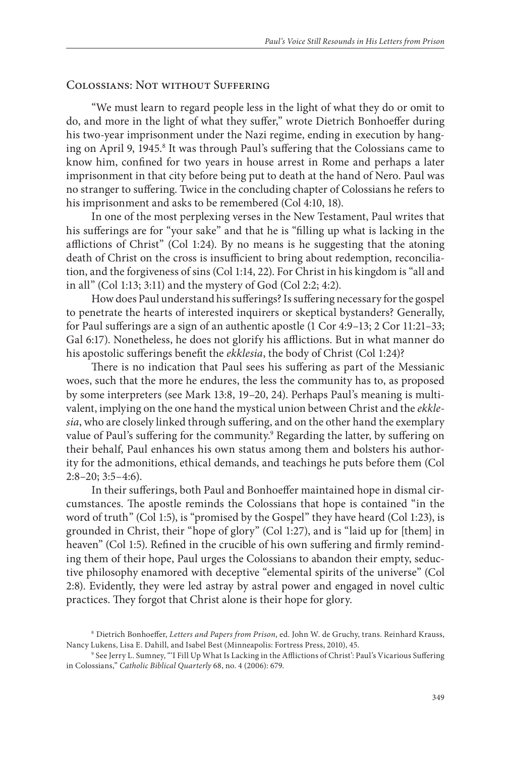## Colossians: Not without Suffering

"We must learn to regard people less in the light of what they do or omit to do, and more in the light of what they suffer," wrote Dietrich Bonhoeffer during his two-year imprisonment under the Nazi regime, ending in execution by hanging on April 9, 1945.[8] It was through Paul's suffering that the Colossians came to know him, confined for two years in house arrest in Rome and perhaps a later imprisonment in that city before being put to death at the hand of Nero. Paul was no stranger to suffering. Twice in the concluding chapter of Colossians he refers to his imprisonment and asks to be remembered (Col 4:10, 18).

In one of the most perplexing verses in the New Testament, Paul writes that his sufferings are for "your sake" and that he is "filling up what is lacking in the afflictions of Christ" (Col 1:24). By no means is he suggesting that the atoning death of Christ on the cross is insufficient to bring about redemption, reconciliation, and the forgiveness of sins (Col 1:14, 22). For Christ in his kingdom is "all and in all" (Col 1:13; 3:11) and the mystery of God (Col 2:2; 4:2).

How does Paul understand his sufferings? Is suffering necessary for the gospel to penetrate the hearts of interested inquirers or skeptical bystanders? Generally, for Paul sufferings are a sign of an authentic apostle (1 Cor 4:9–13; 2 Cor 11:21–33; Gal 6:17). Nonetheless, he does not glorify his afflictions. But in what manner do his apostolic sufferings benefit the *ekklesia*, the body of Christ (Col 1:24)?

There is no indication that Paul sees his suffering as part of the Messianic woes, such that the more he endures, the less the community has to, as proposed by some interpreters (see Mark 13:8, 19–20, 24). Perhaps Paul's meaning is multivalent, implying on the one hand the mystical union between Christ and the *ekklesia*, who are closely linked through suffering, and on the other hand the exemplary value of Paul's suffering for the community.[9] Regarding the latter, by suffering on their behalf, Paul enhances his own status among them and bolsters his authority for the admonitions, ethical demands, and teachings he puts before them (Col 2:8–20; 3:5–4:6).

In their sufferings, both Paul and Bonhoeffer maintained hope in dismal circumstances. The apostle reminds the Colossians that hope is contained "in the word of truth" (Col 1:5), is "promised by the Gospel" they have heard (Col 1:23), is grounded in Christ, their "hope of glory" (Col 1:27), and is "laid up for [them] in heaven" (Col 1:5). Refined in the crucible of his own suffering and firmly reminding them of their hope, Paul urges the Colossians to abandon their empty, seductive philosophy enamored with deceptive "elemental spirits of the universe" (Col 2:8). Evidently, they were led astray by astral power and engaged in novel cultic practices. They forgot that Christ alone is their hope for glory.

---

[8] Dietrich Bonhoeffer, *Letters and Papers from Prison*, ed. John W. de Gruchy, trans. Reinhard Krauss, Nancy Lukens, Lisa E. Dahill, and Isabel Best (Minneapolis: Fortress Press, 2010), 45.

[9] See Jerry L. Sumney, "'I Fill Up What Is Lacking in the Afflictions of Christ': Paul's Vicarious Suffering in Colossians," *Catholic Biblical Quarterly* 68, no. 4 (2006): 679.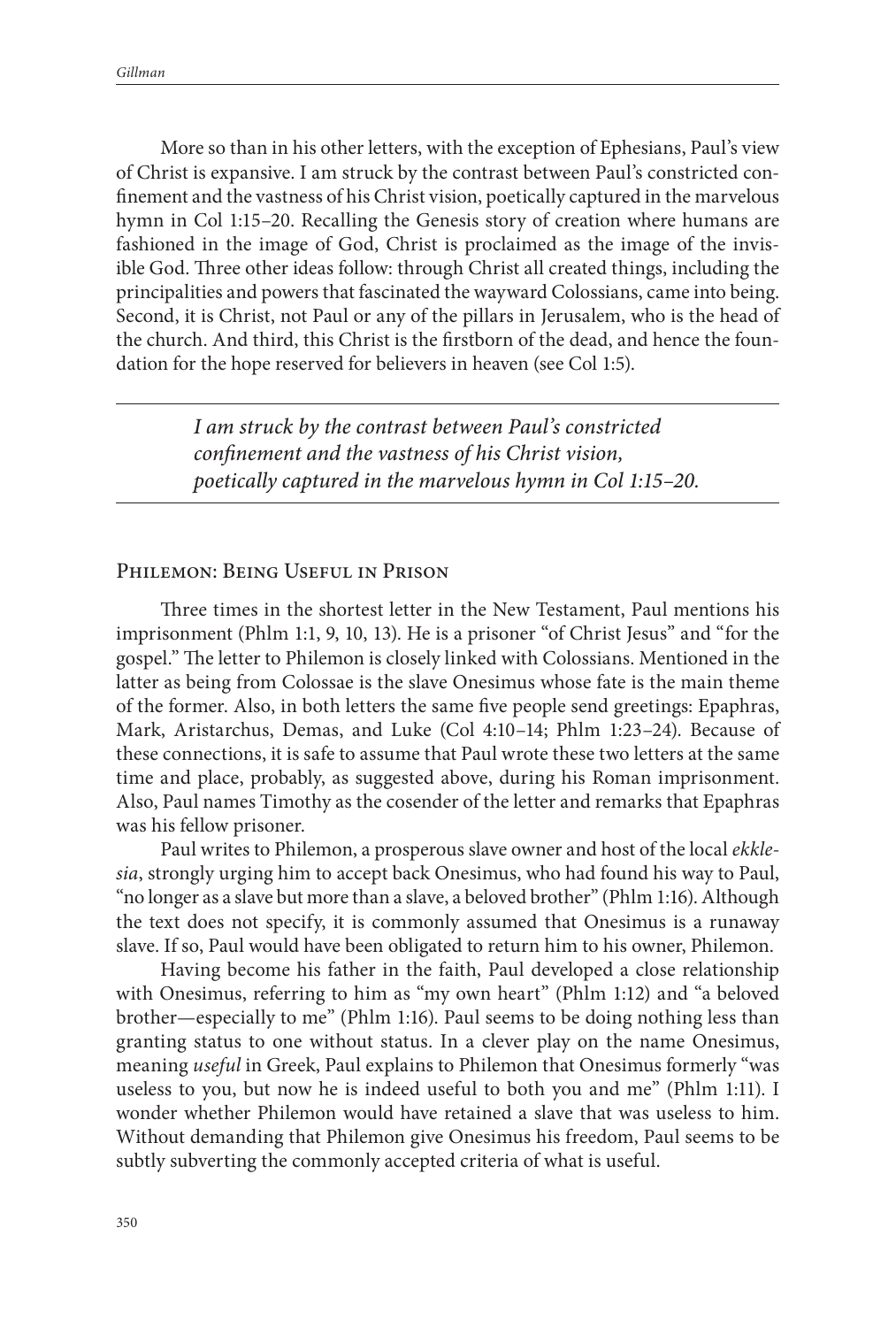More so than in his other letters, with the exception of Ephesians, Paul's view of Christ is expansive. I am struck by the contrast between Paul's constricted confinement and the vastness of his Christ vision, poetically captured in the marvelous hymn in Col 1:15–20. Recalling the Genesis story of creation where humans are fashioned in the image of God, Christ is proclaimed as the image of the invisible God. Three other ideas follow: through Christ all created things, including the principalities and powers that fascinated the wayward Colossians, came into being. Second, it is Christ, not Paul or any of the pillars in Jerusalem, who is the head of the church. And third, this Christ is the firstborn of the dead, and hence the foundation for the hope reserved for believers in heaven (see Col 1:5).

> *I am struck by the contrast between Paul's constricted confinement and the vastness of his Christ vision, poetically captured in the marvelous hymn in Col 1:15–20.*

## Philemon: Being Useful in Prison

Three times in the shortest letter in the New Testament, Paul mentions his imprisonment (Phlm 1:1, 9, 10, 13). He is a prisoner "of Christ Jesus" and "for the gospel." The letter to Philemon is closely linked with Colossians. Mentioned in the latter as being from Colossae is the slave Onesimus whose fate is the main theme of the former. Also, in both letters the same five people send greetings: Epaphras, Mark, Aristarchus, Demas, and Luke (Col 4:10–14; Phlm 1:23–24). Because of these connections, it is safe to assume that Paul wrote these two letters at the same time and place, probably, as suggested above, during his Roman imprisonment. Also, Paul names Timothy as the cosender of the letter and remarks that Epaphras was his fellow prisoner.

Paul writes to Philemon, a prosperous slave owner and host of the local *ekklesia*, strongly urging him to accept back Onesimus, who had found his way to Paul, "no longer as a slave but more than a slave, a beloved brother" (Phlm 1:16). Although the text does not specify, it is commonly assumed that Onesimus is a runaway slave. If so, Paul would have been obligated to return him to his owner, Philemon.

Having become his father in the faith, Paul developed a close relationship with Onesimus, referring to him as "my own heart" (Phlm 1:12) and "a beloved brother—especially to me" (Phlm 1:16). Paul seems to be doing nothing less than granting status to one without status. In a clever play on the name Onesimus, meaning *useful* in Greek, Paul explains to Philemon that Onesimus formerly "was useless to you, but now he is indeed useful to both you and me" (Phlm 1:11). I wonder whether Philemon would have retained a slave that was useless to him. Without demanding that Philemon give Onesimus his freedom, Paul seems to be subtly subverting the commonly accepted criteria of what is useful.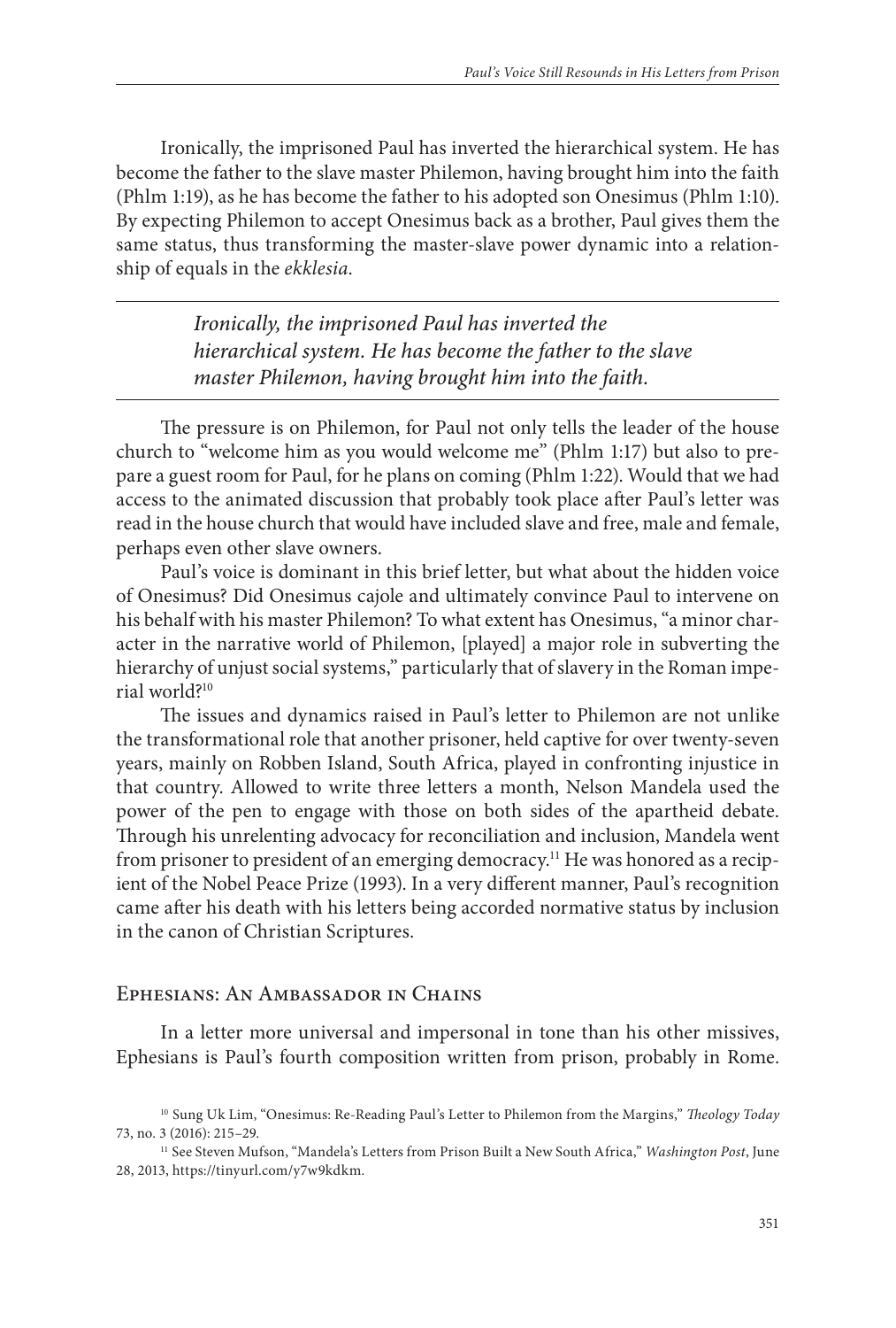Ironically, the imprisoned Paul has inverted the hierarchical system. He has become the father to the slave master Philemon, having brought him into the faith (Phlm 1:19), as he has become the father to his adopted son Onesimus (Phlm 1:10). By expecting Philemon to accept Onesimus back as a brother, Paul gives them the same status, thus transforming the master-slave power dynamic into a relationship of equals in the *ekklesia*.

> *Ironically, the imprisoned Paul has inverted the hierarchical system. He has become the father to the slave master Philemon, having brought him into the faith.*

The pressure is on Philemon, for Paul not only tells the leader of the house church to "welcome him as you would welcome me" (Phlm 1:17) but also to prepare a guest room for Paul, for he plans on coming (Phlm 1:22). Would that we had access to the animated discussion that probably took place after Paul's letter was read in the house church that would have included slave and free, male and female, perhaps even other slave owners.

Paul's voice is dominant in this brief letter, but what about the hidden voice of Onesimus? Did Onesimus cajole and ultimately convince Paul to intervene on his behalf with his master Philemon? To what extent has Onesimus, "a minor character in the narrative world of Philemon, [played] a major role in subverting the hierarchy of unjust social systems," particularly that of slavery in the Roman imperial world?[10]

The issues and dynamics raised in Paul's letter to Philemon are not unlike the transformational role that another prisoner, held captive for over twenty-seven years, mainly on Robben Island, South Africa, played in confronting injustice in that country. Allowed to write three letters a month, Nelson Mandela used the power of the pen to engage with those on both sides of the apartheid debate. Through his unrelenting advocacy for reconciliation and inclusion, Mandela went from prisoner to president of an emerging democracy.[11] He was honored as a recipient of the Nobel Peace Prize (1993). In a very different manner, Paul's recognition came after his death with his letters being accorded normative status by inclusion in the canon of Christian Scriptures.

## Ephesians: An Ambassador in Chains

In a letter more universal and impersonal in tone than his other missives, Ephesians is Paul's fourth composition written from prison, probably in Rome.

[10] Sung Uk Lim, "Onesimus: Re-Reading Paul's Letter to Philemon from the Margins," *Theology Today* 73, no. 3 (2016): 215–29.

[11] See Steven Mufson, "Mandela's Letters from Prison Built a New South Africa," *Washington Post*, June 28, 2013, https://tinyurl.com/y7w9kdkm.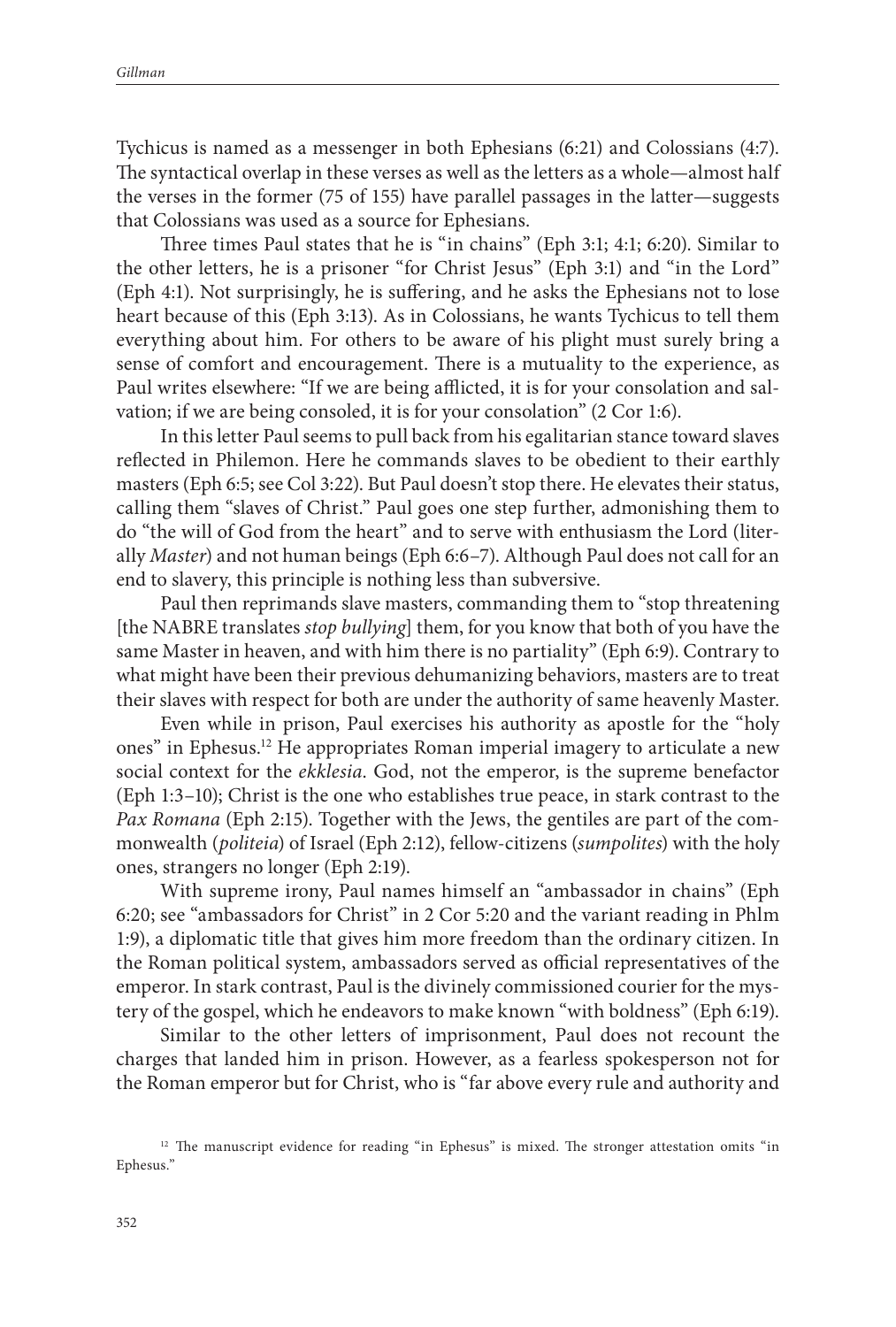Tychicus is named as a messenger in both Ephesians (6:21) and Colossians (4:7). The syntactical overlap in these verses as well as the letters as a whole—almost half the verses in the former (75 of 155) have parallel passages in the latter—suggests that Colossians was used as a source for Ephesians.

Three times Paul states that he is "in chains" (Eph 3:1; 4:1; 6:20). Similar to the other letters, he is a prisoner "for Christ Jesus" (Eph 3:1) and "in the Lord" (Eph 4:1). Not surprisingly, he is suffering, and he asks the Ephesians not to lose heart because of this (Eph 3:13). As in Colossians, he wants Tychicus to tell them everything about him. For others to be aware of his plight must surely bring a sense of comfort and encouragement. There is a mutuality to the experience, as Paul writes elsewhere: "If we are being afflicted, it is for your consolation and salvation; if we are being consoled, it is for your consolation" (2 Cor 1:6).

In this letter Paul seems to pull back from his egalitarian stance toward slaves reflected in Philemon. Here he commands slaves to be obedient to their earthly masters (Eph 6:5; see Col 3:22). But Paul doesn't stop there. He elevates their status, calling them "slaves of Christ." Paul goes one step further, admonishing them to do "the will of God from the heart" and to serve with enthusiasm the Lord (literally *Master*) and not human beings (Eph 6:6–7). Although Paul does not call for an end to slavery, this principle is nothing less than subversive.

Paul then reprimands slave masters, commanding them to "stop threatening [the NABRE translates *stop bullying*] them, for you know that both of you have the same Master in heaven, and with him there is no partiality" (Eph 6:9). Contrary to what might have been their previous dehumanizing behaviors, masters are to treat their slaves with respect for both are under the authority of same heavenly Master.

Even while in prison, Paul exercises his authority as apostle for the "holy ones" in Ephesus.[12] He appropriates Roman imperial imagery to articulate a new social context for the *ekklesia*. God, not the emperor, is the supreme benefactor (Eph 1:3–10); Christ is the one who establishes true peace, in stark contrast to the *Pax Romana* (Eph 2:15). Together with the Jews, the gentiles are part of the commonwealth (*politeia*) of Israel (Eph 2:12), fellow-citizens (*sumpolites*) with the holy ones, strangers no longer (Eph 2:19).

With supreme irony, Paul names himself an "ambassador in chains" (Eph 6:20; see "ambassadors for Christ" in 2 Cor 5:20 and the variant reading in Phlm 1:9), a diplomatic title that gives him more freedom than the ordinary citizen. In the Roman political system, ambassadors served as official representatives of the emperor. In stark contrast, Paul is the divinely commissioned courier for the mystery of the gospel, which he endeavors to make known "with boldness" (Eph 6:19).

Similar to the other letters of imprisonment, Paul does not recount the charges that landed him in prison. However, as a fearless spokesperson not for the Roman emperor but for Christ, who is "far above every rule and authority and

[12] The manuscript evidence for reading "in Ephesus" is mixed. The stronger attestation omits "in Ephesus."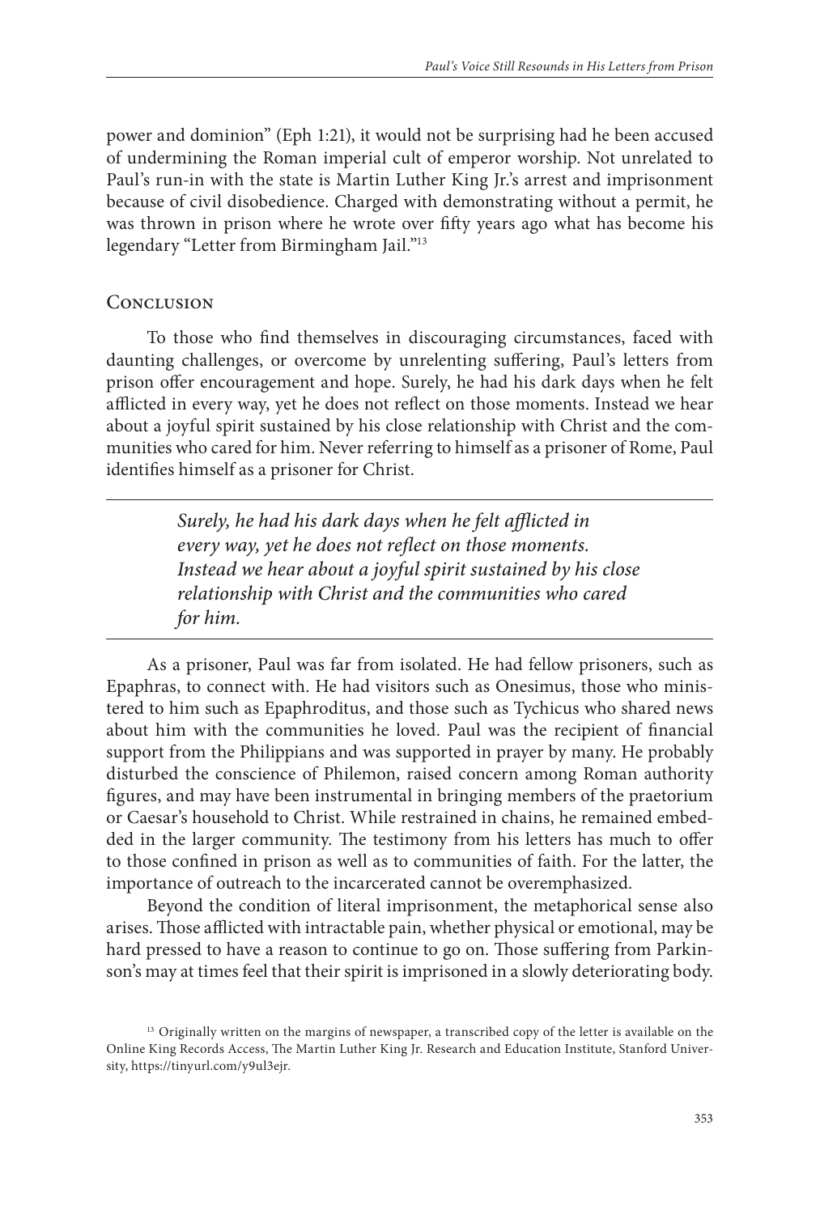power and dominion" (Eph 1:21), it would not be surprising had he been accused of undermining the Roman imperial cult of emperor worship. Not unrelated to Paul's run-in with the state is Martin Luther King Jr.'s arrest and imprisonment because of civil disobedience. Charged with demonstrating without a permit, he was thrown in prison where he wrote over fifty years ago what has become his legendary "Letter from Birmingham Jail."[13]

## Conclusion

To those who find themselves in discouraging circumstances, faced with daunting challenges, or overcome by unrelenting suffering, Paul's letters from prison offer encouragement and hope. Surely, he had his dark days when he felt afflicted in every way, yet he does not reflect on those moments. Instead we hear about a joyful spirit sustained by his close relationship with Christ and the communities who cared for him. Never referring to himself as a prisoner of Rome, Paul identifies himself as a prisoner for Christ.

> *Surely, he had his dark days when he felt afflicted in every way, yet he does not reflect on those moments. Instead we hear about a joyful spirit sustained by his close relationship with Christ and the communities who cared for him.*

As a prisoner, Paul was far from isolated. He had fellow prisoners, such as Epaphras, to connect with. He had visitors such as Onesimus, those who ministered to him such as Epaphroditus, and those such as Tychicus who shared news about him with the communities he loved. Paul was the recipient of financial support from the Philippians and was supported in prayer by many. He probably disturbed the conscience of Philemon, raised concern among Roman authority figures, and may have been instrumental in bringing members of the praetorium or Caesar's household to Christ. While restrained in chains, he remained embedded in the larger community. The testimony from his letters has much to offer to those confined in prison as well as to communities of faith. For the latter, the importance of outreach to the incarcerated cannot be overemphasized.

Beyond the condition of literal imprisonment, the metaphorical sense also arises. Those afflicted with intractable pain, whether physical or emotional, may be hard pressed to have a reason to continue to go on. Those suffering from Parkinson's may at times feel that their spirit is imprisoned in a slowly deteriorating body.

[13] Originally written on the margins of newspaper, a transcribed copy of the letter is available on the Online King Records Access, The Martin Luther King Jr. Research and Education Institute, Stanford University, https://tinyurl.com/y9ul3ejr.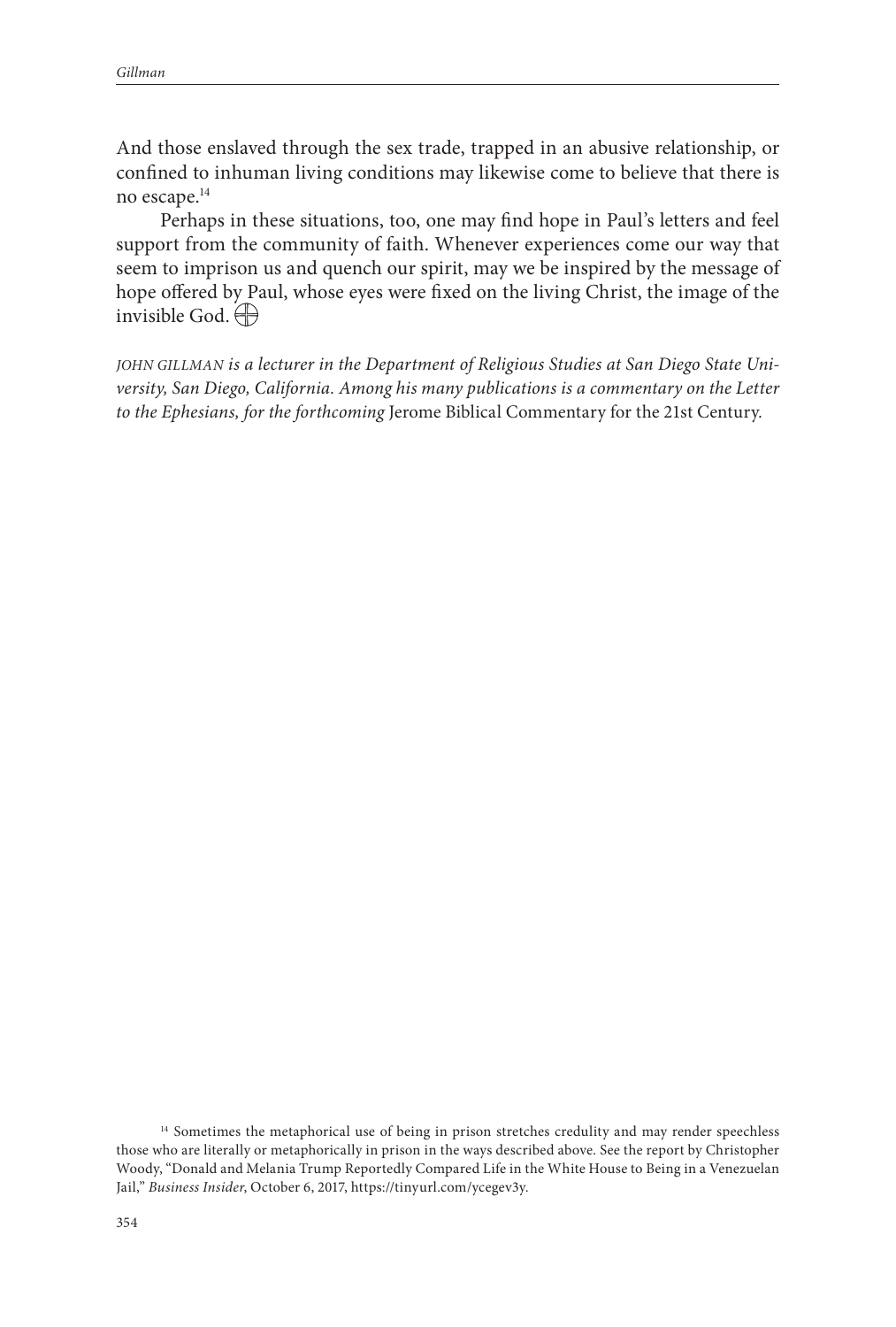And those enslaved through the sex trade, trapped in an abusive relationship, or confined to inhuman living conditions may likewise come to believe that there is no escape.[14]

Perhaps in these situations, too, one may find hope in Paul's letters and feel support from the community of faith. Whenever experiences come our way that seem to imprison us and quench our spirit, may we be inspired by the message of hope offered by Paul, whose eyes were fixed on the living Christ, the image of the invisible God.

*JOHN GILLMAN is a lecturer in the Department of Religious Studies at San Diego State University, San Diego, California. Among his many publications is a commentary on the Letter to the Ephesians, for the forthcoming* Jerome Biblical Commentary for the 21st Century.

[14] Sometimes the metaphorical use of being in prison stretches credulity and may render speechless those who are literally or metaphorically in prison in the ways described above. See the report by Christopher Woody, "Donald and Melania Trump Reportedly Compared Life in the White House to Being in a Venezuelan Jail," *Business Insider*, October 6, 2017, https://tinyurl.com/ycegev3y.